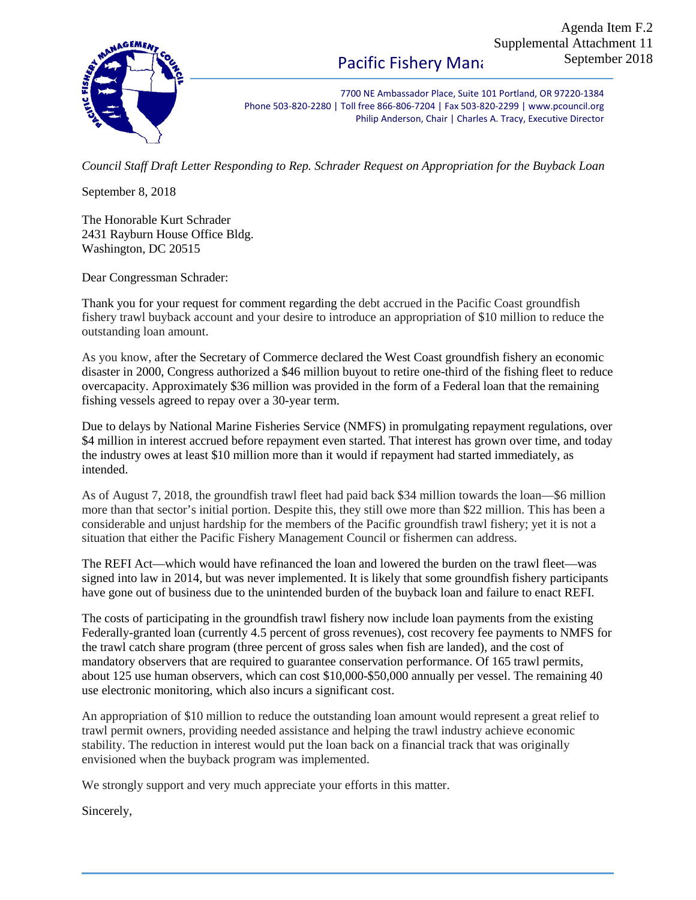Agenda Item F.2
Supplemental Attachment 11
September 2018

Pacific Fishery Mana

7700 NE Ambassador Place, Suite 101 Portland, OR 97220-1384
Phone 503-820-2280 | Toll free 866-806-7204 | Fax 503-820-2299 | www.pcouncil.org
Philip Anderson, Chair | Charles A. Tracy, Executive Director

*Council Staff Draft Letter Responding to Rep. Schrader Request on Appropriation for the Buyback Loan*

September 8, 2018

The Honorable Kurt Schrader
2431 Rayburn House Office Bldg.
Washington, DC 20515

Dear Congressman Schrader:

Thank you for your request for comment regarding the debt accrued in the Pacific Coast groundfish fishery trawl buyback account and your desire to introduce an appropriation of $10 million to reduce the outstanding loan amount.

As you know, after the Secretary of Commerce declared the West Coast groundfish fishery an economic disaster in 2000, Congress authorized a $46 million buyout to retire one-third of the fishing fleet to reduce overcapacity. Approximately $36 million was provided in the form of a Federal loan that the remaining fishing vessels agreed to repay over a 30-year term.

Due to delays by National Marine Fisheries Service (NMFS) in promulgating repayment regulations, over $4 million in interest accrued before repayment even started. That interest has grown over time, and today the industry owes at least $10 million more than it would if repayment had started immediately, as intended.

As of August 7, 2018, the groundfish trawl fleet had paid back $34 million towards the loan—$6 million more than that sector's initial portion. Despite this, they still owe more than $22 million. This has been a considerable and unjust hardship for the members of the Pacific groundfish trawl fishery; yet it is not a situation that either the Pacific Fishery Management Council or fishermen can address.

The REFI Act—which would have refinanced the loan and lowered the burden on the trawl fleet—was signed into law in 2014, but was never implemented. It is likely that some groundfish fishery participants have gone out of business due to the unintended burden of the buyback loan and failure to enact REFI.

The costs of participating in the groundfish trawl fishery now include loan payments from the existing Federally-granted loan (currently 4.5 percent of gross revenues), cost recovery fee payments to NMFS for the trawl catch share program (three percent of gross sales when fish are landed), and the cost of mandatory observers that are required to guarantee conservation performance. Of 165 trawl permits, about 125 use human observers, which can cost $10,000-$50,000 annually per vessel. The remaining 40 use electronic monitoring, which also incurs a significant cost.

An appropriation of $10 million to reduce the outstanding loan amount would represent a great relief to trawl permit owners, providing needed assistance and helping the trawl industry achieve economic stability. The reduction in interest would put the loan back on a financial track that was originally envisioned when the buyback program was implemented.

We strongly support and very much appreciate your efforts in this matter.

Sincerely,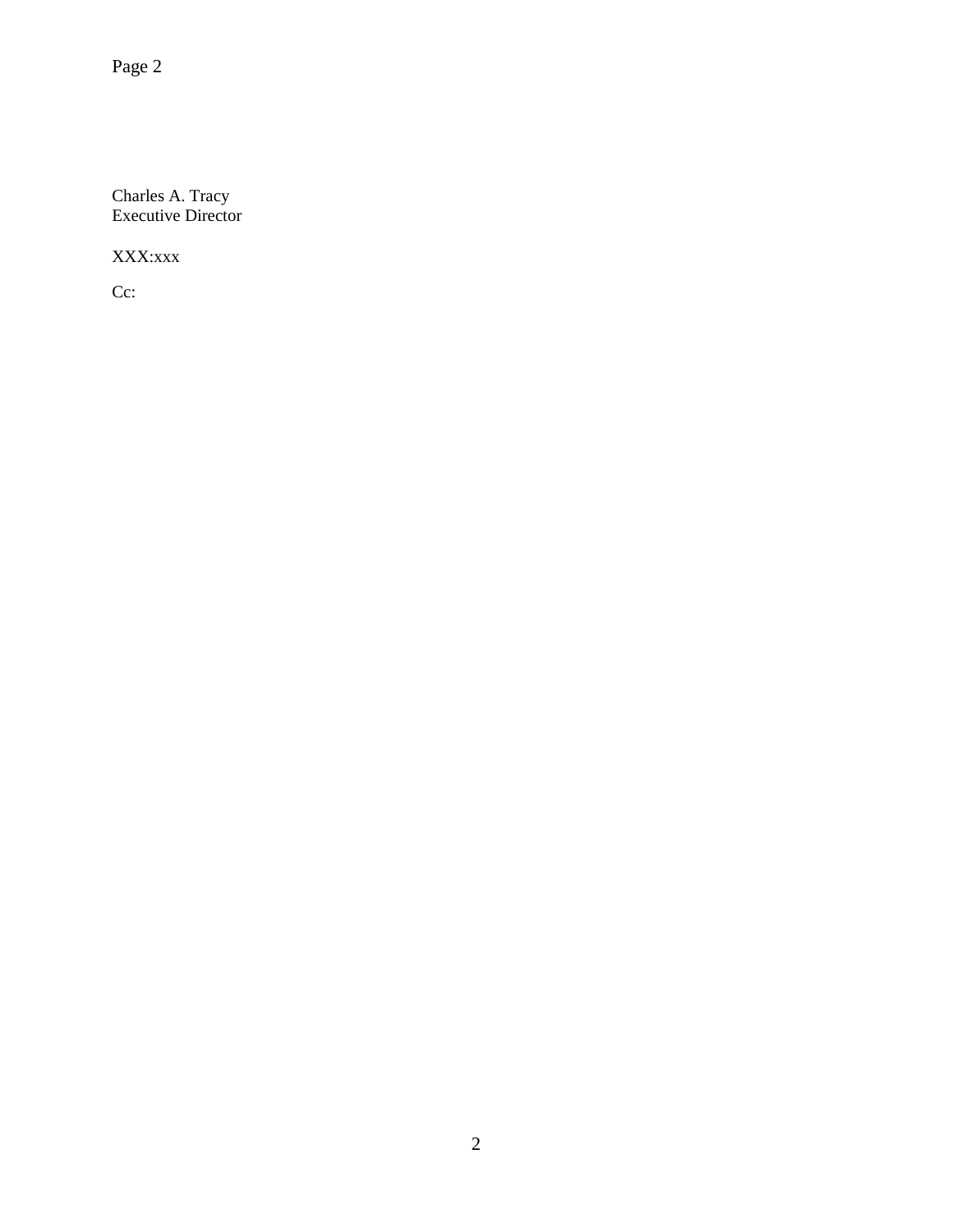Charles A. Tracy
Executive Director

XXX:xxx

Cc: